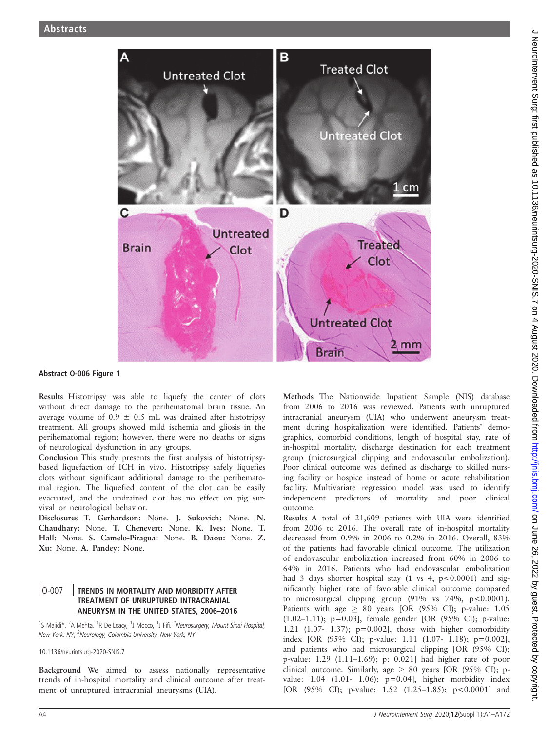Abstract O-006 Figure 1

**Results** Histotripsy was able to liquefy the center of clots without direct damage to the perihematomal brain tissue. An average volume of 0.9 ± 0.5 mL was drained after histotripsy treatment. All groups showed mild ischemia and gliosis in the perihematomal region; however, there were no deaths or signs of neurological dysfunction in any groups.

**Conclusion** This study presents the first analysis of histotripsy-based liquefaction of ICH in vivo. Histotripsy safely liquefies clots without significant additional damage to the perihematomal region. The liquefied content of the clot can be easily evacuated, and the undrained clot has no effect on pig survival or neurological behavior.

**Disclosures T. Gerhardson:** None. **J. Sukovich:** None. **N. Chaudhary:** None. **T. Chenevert:** None. **K. Ives:** None. **T. Hall:** None. **S. Camelo-Piragua:** None. **B. Daou:** None. **Z. Xu:** None. **A. Pandey:** None.

## O-007 TRENDS IN MORTALITY AND MORBIDITY AFTER TREATMENT OF UNRUPTURED INTRACRANIAL ANEURYSM IN THE UNITED STATES, 2006–2016

[1]S Majidi*, [2]A Mehta, [1]R De Leacy, [1]J Mocco, [1]J Fifi. [1]*Neurosurgery, Mount Sinai Hospital, New York, NY;* [2]*Neurology, Columbia University, New York, NY*

10.1136/neurintsurg-2020-SNIS.7

**Background** We aimed to assess nationally representative trends of in-hospital mortality and clinical outcome after treatment of unruptured intracranial aneurysms (UIA).

**Methods** The Nationwide Inpatient Sample (NIS) database from 2006 to 2016 was reviewed. Patients with unruptured intracranial aneurysm (UIA) who underwent aneurysm treatment during hospitalization were identified. Patients' demographics, comorbid conditions, length of hospital stay, rate of in-hospital mortality, discharge destination for each treatment group (microsurgical clipping and endovascular embolization). Poor clinical outcome was defined as discharge to skilled nursing facility or hospice instead of home or acute rehabilitation facility. Multivariate regression model was used to identify independent predictors of mortality and poor clinical outcome.

**Results** A total of 21,609 patients with UIA were identified from 2006 to 2016. The overall rate of in-hospital mortality decreased from 0.9% in 2006 to 0.2% in 2016. Overall, 83% of the patients had favorable clinical outcome. The utilization of endovascular embolization increased from 60% in 2006 to 64% in 2016. Patients who had endovascular embolization had 3 days shorter hospital stay (1 vs 4, $p<0.0001$) and significantly higher rate of favorable clinical outcome compared to microsurgical clipping group (91% vs 74%, $p<0.0001$). Patients with age ≥ 80 years [OR (95% CI); p-value: 1.05 (1.02–1.11); p=0.03], female gender [OR (95% CI); p-value: 1.21 (1.07- 1.37); p=0.002], those with higher comorbidity index [OR (95% CI); p-value: 1.11 (1.07- 1.18); p=0.002], and patients who had microsurgical clipping [OR (95% CI); p-value: 1.29 (1.11–1.69); p: 0.021] had higher rate of poor clinical outcome. Similarly, age ≥ 80 years [OR (95% CI); p-value: 1.04 (1.01- 1.06); p=0.04], higher morbidity index [OR (95% CI); p-value: 1.52 (1.25–1.85); $p<0.0001$] and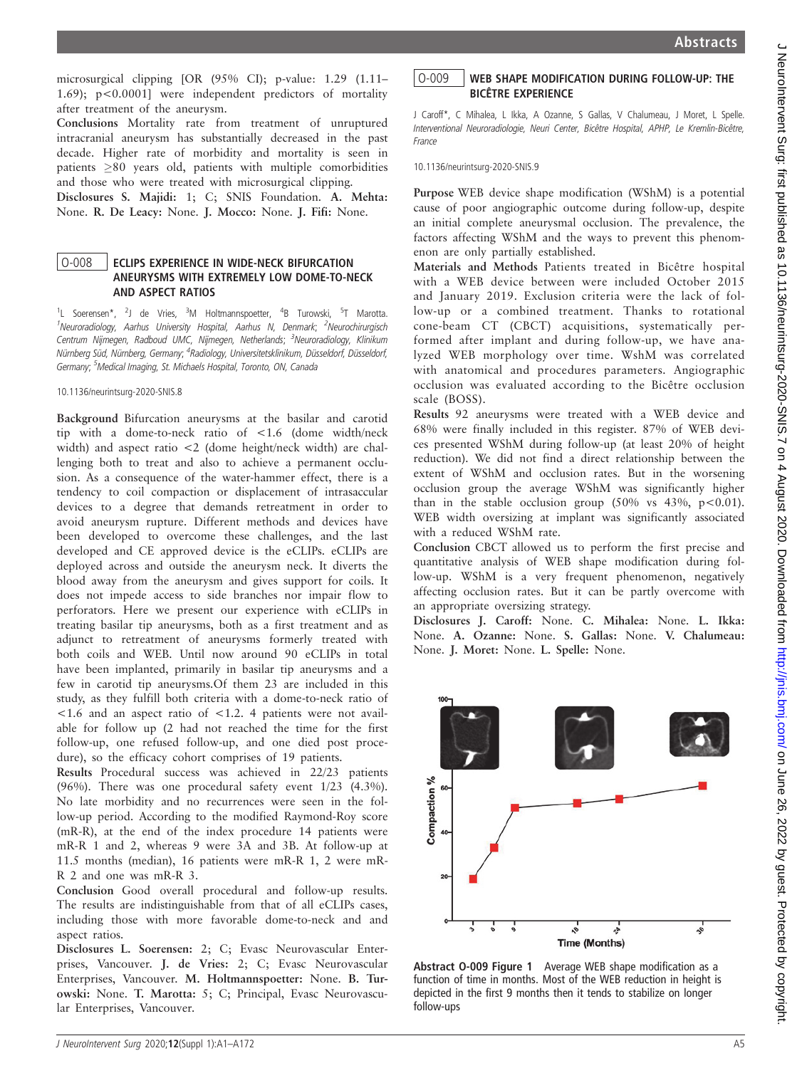microsurgical clipping [OR (95% CI); p-value: 1.29 (1.11–1.69); p<0.0001] were independent predictors of mortality after treatment of the aneurysm.

**Conclusions** Mortality rate from treatment of unruptured intracranial aneurysm has substantially decreased in the past decade. Higher rate of morbidity and mortality is seen in patients ≥80 years old, patients with multiple comorbidities and those who were treated with microsurgical clipping.

**Disclosures S. Majidi:** 1; C; SNIS Foundation. **A. Mehta:** None. **R. De Leacy:** None. **J. Mocco:** None. **J. Fifi:** None.

## O-008 ECLIPS EXPERIENCE IN WIDE-NECK BIFURCATION ANEURYSMS WITH EXTREMELY LOW DOME-TO-NECK AND ASPECT RATIOS

[1]L Soerensen*, [2]J de Vries, [3]M Holtmannspoetter, [4]B Turowski, [5]T Marotta. [1]*Neuroradiology, Aarhus University Hospital, Aarhus N, Denmark;* [2]*Neurochirurgisch Centrum Nijmegen, Radboud UMC, Nijmegen, Netherlands;* [3]*Neuroradiology, Klinikum Nürnberg Süd, Nürnberg, Germany;* [4]*Radiology, Universitetsklinikum, Düsseldorf, Düsseldorf, Germany;* [5]*Medical Imaging, St. Michaels Hospital, Toronto, ON, Canada*

10.1136/neurintsurg-2020-SNIS.8

**Background** Bifurcation aneurysms at the basilar and carotid tip with a dome-to-neck ratio of <1.6 (dome width/neck width) and aspect ratio <2 (dome height/neck width) are challenging both to treat and also to achieve a permanent occlusion. As a consequence of the water-hammer effect, there is a tendency to coil compaction or displacement of intrasaccular devices to a degree that demands retreatment in order to avoid aneurysm rupture. Different methods and devices have been developed to overcome these challenges, and the last developed and CE approved device is the eCLIPs. eCLIPs are deployed across and outside the aneurysm neck. It diverts the blood away from the aneurysm and gives support for coils. It does not impede access to side branches nor impair flow to perforators. Here we present our experience with eCLIPs in treating basilar tip aneurysms, both as a first treatment and as adjunct to retreatment of aneurysms formerly treated with both coils and WEB. Until now around 90 eCLIPs in total have been implanted, primarily in basilar tip aneurysms and a few in carotid tip aneurysms.Of them 23 are included in this study, as they fulfill both criteria with a dome-to-neck ratio of <1.6 and an aspect ratio of <1.2. 4 patients were not available for follow up (2 had not reached the time for the first follow-up, one refused follow-up, and one died post procedure), so the efficacy cohort comprises of 19 patients.

**Results** Procedural success was achieved in 22/23 patients (96%). There was one procedural safety event 1/23 (4.3%). No late morbidity and no recurrences were seen in the follow-up period. According to the modified Raymond-Roy score (mR-R), at the end of the index procedure 14 patients were mR-R 1 and 2, whereas 9 were 3A and 3B. At follow-up at 11.5 months (median), 16 patients were mR-R 1, 2 were mR-R 2 and one was mR-R 3.

**Conclusion** Good overall procedural and follow-up results. The results are indistinguishable from that of all eCLIPs cases, including those with more favorable dome-to-neck and and aspect ratios.

**Disclosures L. Soerensen:** 2; C; Evasc Neurovascular Enterprises, Vancouver. **J. de Vries:** 2; C; Evasc Neurovascular Enterprises, Vancouver. **M. Holtmannspoetter:** None. **B. Turowski:** None. **T. Marotta:** 5; C; Principal, Evasc Neurovascular Enterprises, Vancouver.

## O-009 WEB SHAPE MODIFICATION DURING FOLLOW-UP: THE BICÊTRE EXPERIENCE

J Caroff*, C Mihalea, L Ikka, A Ozanne, S Gallas, V Chalumeau, J Moret, L Spelle. *Interventional Neuroradiologie, Neuri Center, Bicêtre Hospital, APHP, Le Kremlin-Bicêtre, France*

10.1136/neurintsurg-2020-SNIS.9

**Purpose** WEB device shape modification (WShM) is a potential cause of poor angiographic outcome during follow-up, despite an initial complete aneurysmal occlusion. The prevalence, the factors affecting WShM and the ways to prevent this phenomenon are only partially established.

**Materials and Methods** Patients treated in Bicêtre hospital with a WEB device between were included October 2015 and January 2019. Exclusion criteria were the lack of follow-up or a combined treatment. Thanks to rotational cone-beam CT (CBCT) acquisitions, systematically performed after implant and during follow-up, we have analyzed WEB morphology over time. WshM was correlated with anatomical and procedures parameters. Angiographic occlusion was evaluated according to the Bicêtre occlusion scale (BOSS).

**Results** 92 aneurysms were treated with a WEB device and 68% were finally included in this register. 87% of WEB devices presented WShM during follow-up (at least 20% of height reduction). We did not find a direct relationship between the extent of WShM and occlusion rates. But in the worsening occlusion group the average WShM was significantly higher than in the stable occlusion group (50% vs 43%, p<0.01). WEB width oversizing at implant was significantly associated with a reduced WShM rate.

**Conclusion** CBCT allowed us to perform the first precise and quantitative analysis of WEB shape modification during follow-up. WShM is a very frequent phenomenon, negatively affecting occlusion rates. But it can be partly overcome with an appropriate oversizing strategy.

**Disclosures J. Caroff:** None. **C. Mihalea:** None. **L. Ikka:** None. **A. Ozanne:** None. **S. Gallas:** None. **V. Chalumeau:** None. **J. Moret:** None. **L. Spelle:** None.

100
Compaction %
60
40
20
0
3
6
9
18
24
36
Time (Months)

**Abstract O-009 Figure 1** Average WEB shape modification as a function of time in months. Most of the WEB reduction in height is depicted in the first 9 months then it tends to stabilize on longer follow-ups